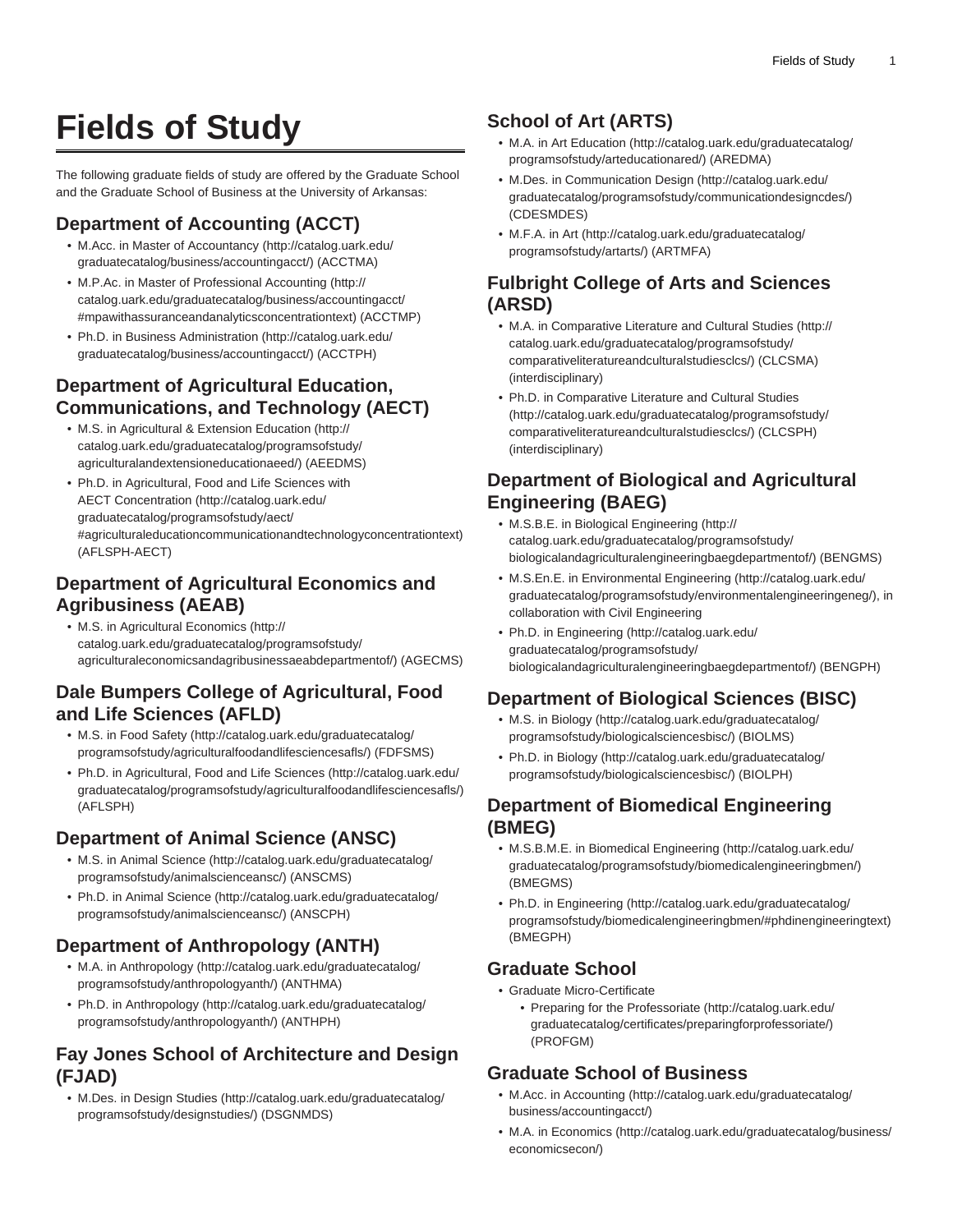# Fields of Study

The following graduate fields of study are offered by the Graduate School and the Graduate School of Business at the University of Arkansas:

## Department of Accounting (ACCT)

- M.Acc. in Master of Accountancy (http://catalog.uark.edu/graduatecatalog/business/accountingacct/) (ACCTMA)
- M.P.Ac. in Master of Professional Accounting (http://catalog.uark.edu/graduatecatalog/business/accountingacct/#mpawithassuranceandanalyticsconcentrationtext) (ACCTMP)
- Ph.D. in Business Administration (http://catalog.uark.edu/graduatecatalog/business/accountingacct/) (ACCTPH)

## Department of Agricultural Education, Communications, and Technology (AECT)

- M.S. in Agricultural & Extension Education (http://catalog.uark.edu/graduatecatalog/programsofstudy/agriculturalandextensioneducationaeed/) (AEEDMS)
- Ph.D. in Agricultural, Food and Life Sciences with AECT Concentration (http://catalog.uark.edu/graduatecatalog/programsofstudy/aect/#agriculturaleducationcommunicationandtechnologyconcentrationtext) (AFLSPH-AECT)

## Department of Agricultural Economics and Agribusiness (AEAB)

- M.S. in Agricultural Economics (http://catalog.uark.edu/graduatecatalog/programsofstudy/agriculturaleconomicsandagribusinessaeabdepartmentof/) (AGECMS)

## Dale Bumpers College of Agricultural, Food and Life Sciences (AFLD)

- M.S. in Food Safety (http://catalog.uark.edu/graduatecatalog/programsofstudy/agriculturalfoodandlifesciencesafls/) (FDFSMS)
- Ph.D. in Agricultural, Food and Life Sciences (http://catalog.uark.edu/graduatecatalog/programsofstudy/agriculturalfoodandlifesciencesafls/) (AFLSPH)

## Department of Animal Science (ANSC)

- M.S. in Animal Science (http://catalog.uark.edu/graduatecatalog/programsofstudy/animalscienceansc/) (ANSCMS)
- Ph.D. in Animal Science (http://catalog.uark.edu/graduatecatalog/programsofstudy/animalscienceansc/) (ANSCPH)

## Department of Anthropology (ANTH)

- M.A. in Anthropology (http://catalog.uark.edu/graduatecatalog/programsofstudy/anthropologyanth/) (ANTHMA)
- Ph.D. in Anthropology (http://catalog.uark.edu/graduatecatalog/programsofstudy/anthropologyanth/) (ANTHPH)

## Fay Jones School of Architecture and Design (FJAD)

- M.Des. in Design Studies (http://catalog.uark.edu/graduatecatalog/programsofstudy/designstudies/) (DSGNMDS)

## School of Art (ARTS)

- M.A. in Art Education (http://catalog.uark.edu/graduatecatalog/programsofstudy/arteducationared/) (AREDMA)
- M.Des. in Communication Design (http://catalog.uark.edu/graduatecatalog/programsofstudy/communicationdesigncdes/) (CDESMDES)
- M.F.A. in Art (http://catalog.uark.edu/graduatecatalog/programsofstudy/artarts/) (ARTMFA)

## Fulbright College of Arts and Sciences (ARSD)

- M.A. in Comparative Literature and Cultural Studies (http://catalog.uark.edu/graduatecatalog/programsofstudy/comparativeliteratureandculturalstudiesclcs/) (CLCSMA) (interdisciplinary)
- Ph.D. in Comparative Literature and Cultural Studies (http://catalog.uark.edu/graduatecatalog/programsofstudy/comparativeliteratureandculturalstudiesclcs/) (CLCSPH) (interdisciplinary)

## Department of Biological and Agricultural Engineering (BAEG)

- M.S.B.E. in Biological Engineering (http://catalog.uark.edu/graduatecatalog/programsofstudy/biologicalandagriculturalengineeringbaegdepartmentof/) (BENGMS)
- M.S.En.E. in Environmental Engineering (http://catalog.uark.edu/graduatecatalog/programsofstudy/environmentalengineeringeneg/), in collaboration with Civil Engineering
- Ph.D. in Engineering (http://catalog.uark.edu/graduatecatalog/programsofstudy/biologicalandagriculturalengineeringbaegdepartmentof/) (BENGPH)

## Department of Biological Sciences (BISC)

- M.S. in Biology (http://catalog.uark.edu/graduatecatalog/programsofstudy/biologicalsciencesbisc/) (BIOLMS)
- Ph.D. in Biology (http://catalog.uark.edu/graduatecatalog/programsofstudy/biologicalsciencesbisc/) (BIOLPH)

## Department of Biomedical Engineering (BMEG)

- M.S.B.M.E. in Biomedical Engineering (http://catalog.uark.edu/graduatecatalog/programsofstudy/biomedicalengineeringbmen/) (BMEGMS)
- Ph.D. in Engineering (http://catalog.uark.edu/graduatecatalog/programsofstudy/biomedicalengineeringbmen/#phdinengineeringtext) (BMEGPH)

## Graduate School

- Graduate Micro-Certificate
  - Preparing for the Professoriate (http://catalog.uark.edu/graduatecatalog/certificates/preparingforprofessoriate/) (PROFGM)

## Graduate School of Business

- M.Acc. in Accounting (http://catalog.uark.edu/graduatecatalog/business/accountingacct/)
- M.A. in Economics (http://catalog.uark.edu/graduatecatalog/business/economicsecon/)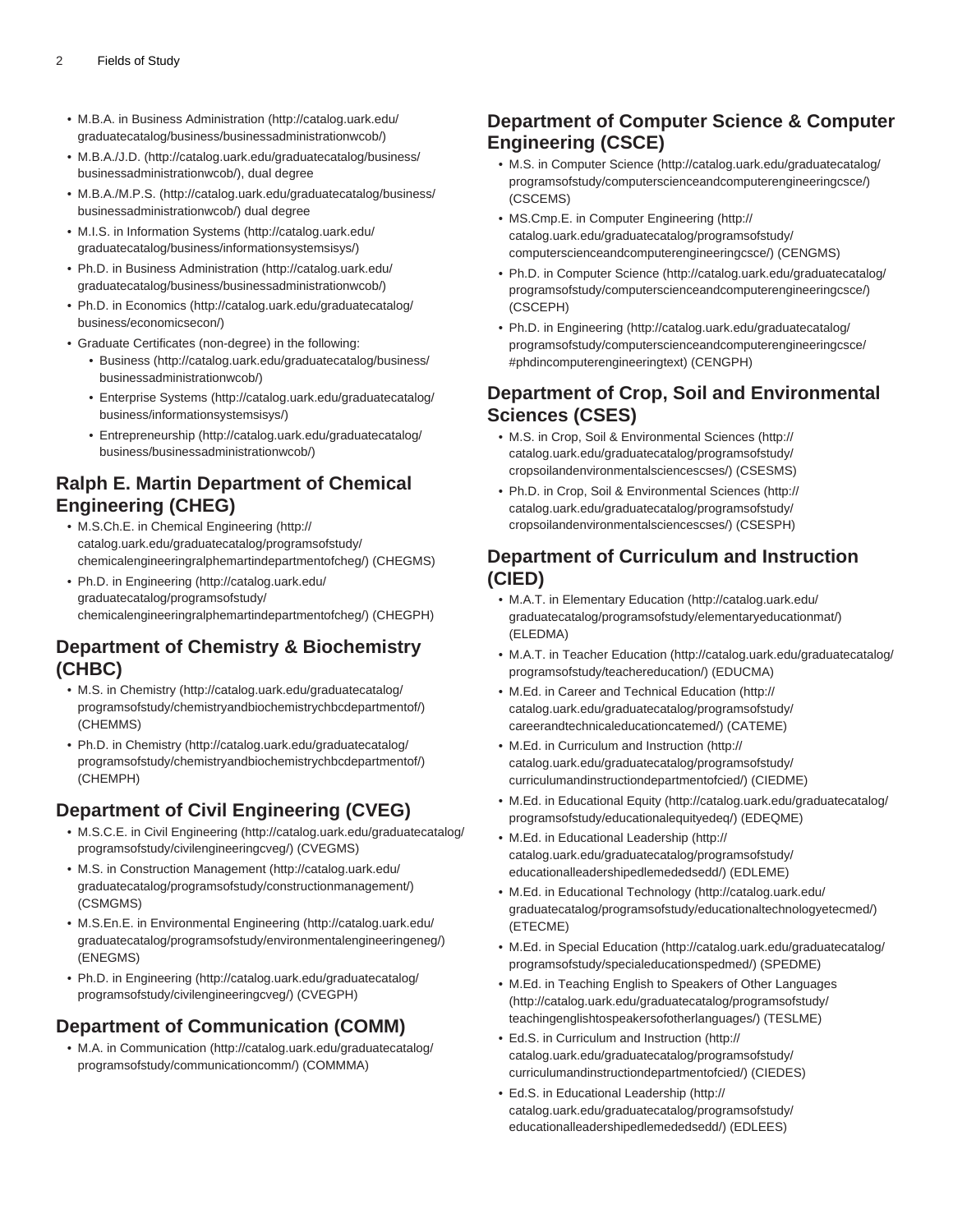- M.B.A. in Business Administration (http://catalog.uark.edu/graduatecatalog/business/businessadministrationwcob/)
- M.B.A./J.D. (http://catalog.uark.edu/graduatecatalog/business/businessadministrationwcob/), dual degree
- M.B.A./M.P.S. (http://catalog.uark.edu/graduatecatalog/business/businessadministrationwcob/) dual degree
- M.I.S. in Information Systems (http://catalog.uark.edu/graduatecatalog/business/informationsystemsisys/)
- Ph.D. in Business Administration (http://catalog.uark.edu/graduatecatalog/business/businessadministrationwcob/)
- Ph.D. in Economics (http://catalog.uark.edu/graduatecatalog/business/economicsecon/)
- Graduate Certificates (non-degree) in the following:
  - Business (http://catalog.uark.edu/graduatecatalog/business/businessadministrationwcob/)
  - Enterprise Systems (http://catalog.uark.edu/graduatecatalog/business/informationsystemsisys/)
  - Entrepreneurship (http://catalog.uark.edu/graduatecatalog/business/businessadministrationwcob/)

## Ralph E. Martin Department of Chemical Engineering (CHEG)

- M.S.Ch.E. in Chemical Engineering (http://catalog.uark.edu/graduatecatalog/programsofstudy/chemicalengineeringralphemartindepartmentofcheg/) (CHEGMS)
- Ph.D. in Engineering (http://catalog.uark.edu/graduatecatalog/programsofstudy/chemicalengineeringralphemartindepartmentofcheg/) (CHEGPH)

## Department of Chemistry & Biochemistry (CHBC)

- M.S. in Chemistry (http://catalog.uark.edu/graduatecatalog/programsofstudy/chemistryandbiochemistrychbcdepartmentof/) (CHEMMS)
- Ph.D. in Chemistry (http://catalog.uark.edu/graduatecatalog/programsofstudy/chemistryandbiochemistrychbcdepartmentof/) (CHEMPH)

## Department of Civil Engineering (CVEG)

- M.S.C.E. in Civil Engineering (http://catalog.uark.edu/graduatecatalog/programsofstudy/civilengineeringcveg/) (CVEGMS)
- M.S. in Construction Management (http://catalog.uark.edu/graduatecatalog/programsofstudy/constructionmanagement/) (CSMGMS)
- M.S.En.E. in Environmental Engineering (http://catalog.uark.edu/graduatecatalog/programsofstudy/environmentalengineeringeneg/) (ENEGMS)
- Ph.D. in Engineering (http://catalog.uark.edu/graduatecatalog/programsofstudy/civilengineeringcveg/) (CVEGPH)

## Department of Communication (COMM)

- M.A. in Communication (http://catalog.uark.edu/graduatecatalog/programsofstudy/communicationcomm/) (COMMMA)

## Department of Computer Science & Computer Engineering (CSCE)

- M.S. in Computer Science (http://catalog.uark.edu/graduatecatalog/programsofstudy/computerscienceandcomputerengineeringcsce/) (CSCEMS)
- MS.Cmp.E. in Computer Engineering (http://catalog.uark.edu/graduatecatalog/programsofstudy/computerscienceandcomputerengineeringcsce/) (CENGMS)
- Ph.D. in Computer Science (http://catalog.uark.edu/graduatecatalog/programsofstudy/computerscienceandcomputerengineeringcsce/) (CSCEPH)
- Ph.D. in Engineering (http://catalog.uark.edu/graduatecatalog/programsofstudy/computerscienceandcomputerengineeringcsce/#phdincomputerengineeringtext) (CENGPH)

## Department of Crop, Soil and Environmental Sciences (CSES)

- M.S. in Crop, Soil & Environmental Sciences (http://catalog.uark.edu/graduatecatalog/programsofstudy/cropsoilandenvironmentalsciencescses/) (CSESMS)
- Ph.D. in Crop, Soil & Environmental Sciences (http://catalog.uark.edu/graduatecatalog/programsofstudy/cropsoilandenvironmentalsciencescses/) (CSESPH)

## Department of Curriculum and Instruction (CIED)

- M.A.T. in Elementary Education (http://catalog.uark.edu/graduatecatalog/programsofstudy/elementaryeducationmat/) (ELEDMA)
- M.A.T. in Teacher Education (http://catalog.uark.edu/graduatecatalog/programsofstudy/teachereducation/) (EDUCMA)
- M.Ed. in Career and Technical Education (http://catalog.uark.edu/graduatecatalog/programsofstudy/careerandtechnicaleducationcatemed/) (CATEME)
- M.Ed. in Curriculum and Instruction (http://catalog.uark.edu/graduatecatalog/programsofstudy/curriculumandinstructiondepartmentofcied/) (CIEDME)
- M.Ed. in Educational Equity (http://catalog.uark.edu/graduatecatalog/programsofstudy/educationalequityedeq/) (EDEQME)
- M.Ed. in Educational Leadership (http://catalog.uark.edu/graduatecatalog/programsofstudy/educationalleadershipedlemededsedd/) (EDLEME)
- M.Ed. in Educational Technology (http://catalog.uark.edu/graduatecatalog/programsofstudy/educationaltechnologyetecmed/) (ETECME)
- M.Ed. in Special Education (http://catalog.uark.edu/graduatecatalog/programsofstudy/specialeducationspedmed/) (SPEDME)
- M.Ed. in Teaching English to Speakers of Other Languages (http://catalog.uark.edu/graduatecatalog/programsofstudy/teachingenglishtospeakersofotherlanguages/) (TESLME)
- Ed.S. in Curriculum and Instruction (http://catalog.uark.edu/graduatecatalog/programsofstudy/curriculumandinstructiondepartmentofcied/) (CIEDES)
- Ed.S. in Educational Leadership (http://catalog.uark.edu/graduatecatalog/programsofstudy/educationalleadershipedlemededsedd/) (EDLEES)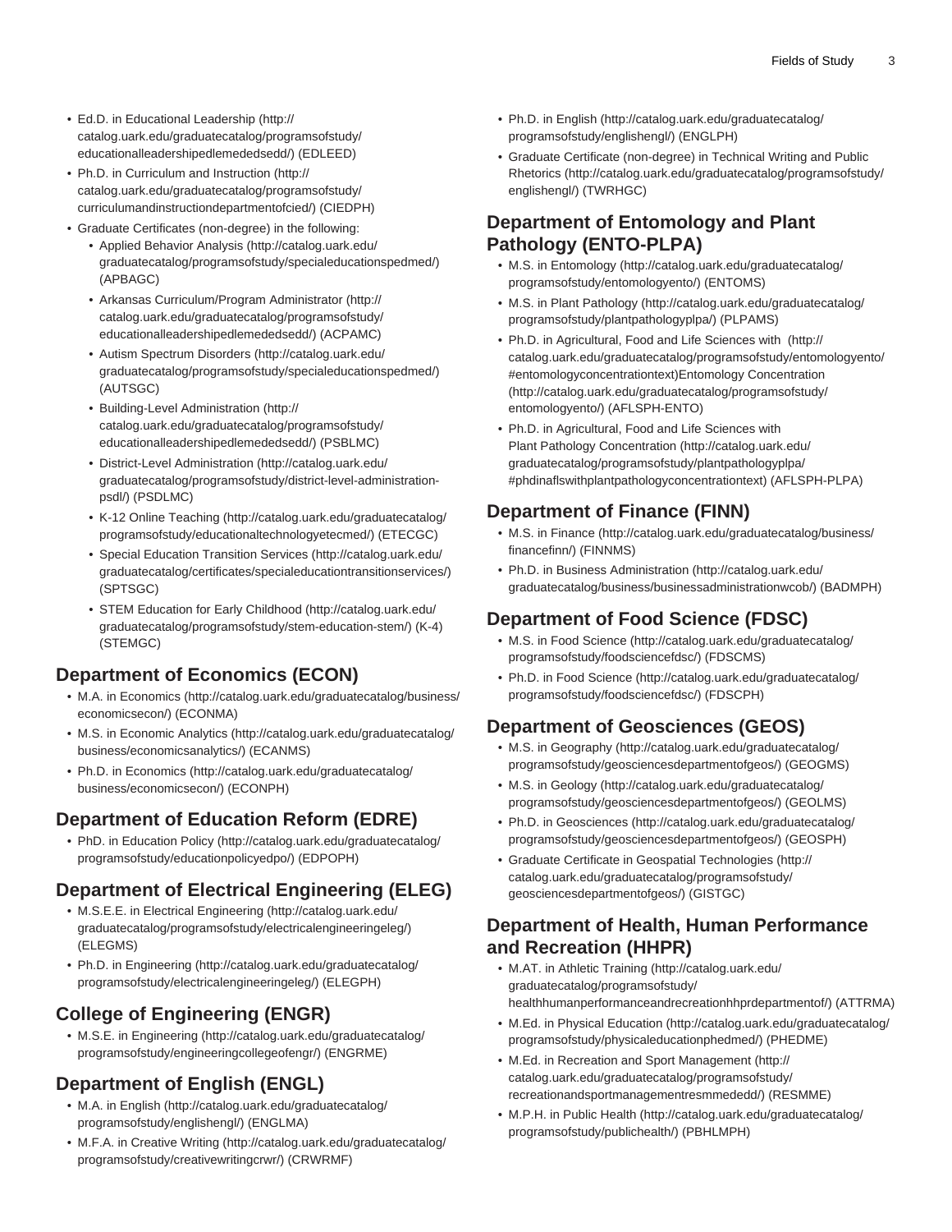- Ed.D. in Educational Leadership (http://catalog.uark.edu/graduatecatalog/programsofstudy/educationalleadershipedlemededsedd/) (EDLEED)
- Ph.D. in Curriculum and Instruction (http://catalog.uark.edu/graduatecatalog/programsofstudy/curriculumandinstructiondepartmentofcied/) (CIEDPH)
- Graduate Certificates (non-degree) in the following:
  - Applied Behavior Analysis (http://catalog.uark.edu/graduatecatalog/programsofstudy/specialeducationspedmed/) (APBAGC)
  - Arkansas Curriculum/Program Administrator (http://catalog.uark.edu/graduatecatalog/programsofstudy/educationalleadershipedlemededsedd/) (ACPAMC)
  - Autism Spectrum Disorders (http://catalog.uark.edu/graduatecatalog/programsofstudy/specialeducationspedmed/) (AUTSGC)
  - Building-Level Administration (http://catalog.uark.edu/graduatecatalog/programsofstudy/educationalleadershipedlemededsedd/) (PSBLMC)
  - District-Level Administration (http://catalog.uark.edu/graduatecatalog/programsofstudy/district-level-administration-psdl/) (PSDLMC)
  - K-12 Online Teaching (http://catalog.uark.edu/graduatecatalog/programsofstudy/educationaltechnologyetecmed/) (ETECGC)
  - Special Education Transition Services (http://catalog.uark.edu/graduatecatalog/certificates/specialeducationtransitionservices/) (SPTSGC)
  - STEM Education for Early Childhood (http://catalog.uark.edu/graduatecatalog/programsofstudy/stem-education-stem/) (K-4) (STEMGC)

## Department of Economics (ECON)

- M.A. in Economics (http://catalog.uark.edu/graduatecatalog/business/economicsecon/) (ECONMA)
- M.S. in Economic Analytics (http://catalog.uark.edu/graduatecatalog/business/economicsanalytics/) (ECANMS)
- Ph.D. in Economics (http://catalog.uark.edu/graduatecatalog/business/economicsecon/) (ECONPH)

## Department of Education Reform (EDRE)

- PhD. in Education Policy (http://catalog.uark.edu/graduatecatalog/programsofstudy/educationpolicyedpo/) (EDPOPH)

## Department of Electrical Engineering (ELEG)

- M.S.E.E. in Electrical Engineering (http://catalog.uark.edu/graduatecatalog/programsofstudy/electricalengineeringeleg/) (ELEGMS)
- Ph.D. in Engineering (http://catalog.uark.edu/graduatecatalog/programsofstudy/electricalengineeringeleg/) (ELEGPH)

## College of Engineering (ENGR)

- M.S.E. in Engineering (http://catalog.uark.edu/graduatecatalog/programsofstudy/engineeringcollegeofengr/) (ENGRME)

## Department of English (ENGL)

- M.A. in English (http://catalog.uark.edu/graduatecatalog/programsofstudy/englishengl/) (ENGLMA)
- M.F.A. in Creative Writing (http://catalog.uark.edu/graduatecatalog/programsofstudy/creativewritingcrwr/) (CRWRMF)
- Ph.D. in English (http://catalog.uark.edu/graduatecatalog/programsofstudy/englishengl/) (ENGLPH)
- Graduate Certificate (non-degree) in Technical Writing and Public Rhetorics (http://catalog.uark.edu/graduatecatalog/programsofstudy/englishengl/) (TWRHGC)

## Department of Entomology and Plant Pathology (ENTO-PLPA)

- M.S. in Entomology (http://catalog.uark.edu/graduatecatalog/programsofstudy/entomologyento/) (ENTOMS)
- M.S. in Plant Pathology (http://catalog.uark.edu/graduatecatalog/programsofstudy/plantpathologyplpa/) (PLPAMS)
- Ph.D. in Agricultural, Food and Life Sciences with (http://catalog.uark.edu/graduatecatalog/programsofstudy/entomologyento/#entomologyconcentrationtext)Entomology Concentration (http://catalog.uark.edu/graduatecatalog/programsofstudy/entomologyento/) (AFLSPH-ENTO)
- Ph.D. in Agricultural, Food and Life Sciences with Plant Pathology Concentration (http://catalog.uark.edu/graduatecatalog/programsofstudy/plantpathologyplpa/#phdinaflswithplantpathologyconcentrationtext) (AFLSPH-PLPA)

## Department of Finance (FINN)

- M.S. in Finance (http://catalog.uark.edu/graduatecatalog/business/financefinn/) (FINNMS)
- Ph.D. in Business Administration (http://catalog.uark.edu/graduatecatalog/business/businessadministrationwcob/) (BADMPH)

## Department of Food Science (FDSC)

- M.S. in Food Science (http://catalog.uark.edu/graduatecatalog/programsofstudy/foodsciencefdsc/) (FDSCMS)
- Ph.D. in Food Science (http://catalog.uark.edu/graduatecatalog/programsofstudy/foodsciencefdsc/) (FDSCPH)

## Department of Geosciences (GEOS)

- M.S. in Geography (http://catalog.uark.edu/graduatecatalog/programsofstudy/geosciencesdepartmentofgeos/) (GEOGMS)
- M.S. in Geology (http://catalog.uark.edu/graduatecatalog/programsofstudy/geosciencesdepartmentofgeos/) (GEOLMS)
- Ph.D. in Geosciences (http://catalog.uark.edu/graduatecatalog/programsofstudy/geosciencesdepartmentofgeos/) (GEOSPH)
- Graduate Certificate in Geospatial Technologies (http://catalog.uark.edu/graduatecatalog/programsofstudy/geosciencesdepartmentofgeos/) (GISTGC)

## Department of Health, Human Performance and Recreation (HHPR)

- M.AT. in Athletic Training (http://catalog.uark.edu/graduatecatalog/programsofstudy/healthhumanperformanceandrecreationhhprdepartmentof/) (ATTRMA)
- M.Ed. in Physical Education (http://catalog.uark.edu/graduatecatalog/programsofstudy/physicaleducationphedmed/) (PHEDME)
- M.Ed. in Recreation and Sport Management (http://catalog.uark.edu/graduatecatalog/programsofstudy/recreationandsportmanagementresmmededd/) (RESMME)
- M.P.H. in Public Health (http://catalog.uark.edu/graduatecatalog/programsofstudy/publichealth/) (PBHLMPH)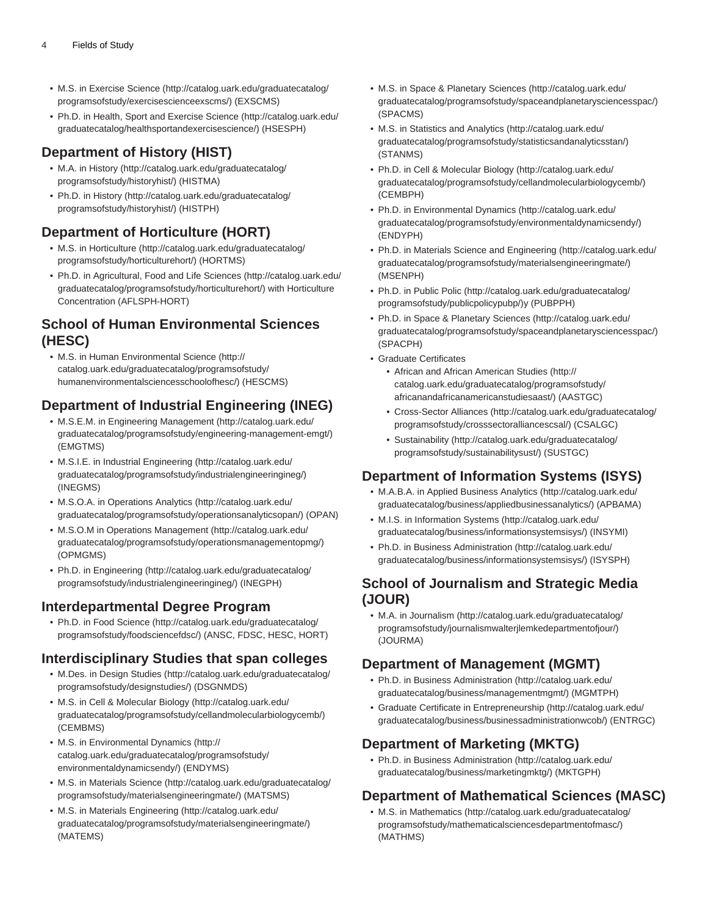- M.S. in Exercise Science (http://catalog.uark.edu/graduatecatalog/programsofstudy/exercisescienceexscms/) (EXSCMS)
- Ph.D. in Health, Sport and Exercise Science (http://catalog.uark.edu/graduatecatalog/healthsportandexercisescience/) (HSESPH)

## Department of History (HIST)

- M.A. in History (http://catalog.uark.edu/graduatecatalog/programsofstudy/historyhist/) (HISTMA)
- Ph.D. in History (http://catalog.uark.edu/graduatecatalog/programsofstudy/historyhist/) (HISTPH)

## Department of Horticulture (HORT)

- M.S. in Horticulture (http://catalog.uark.edu/graduatecatalog/programsofstudy/horticulturehort/) (HORTMS)
- Ph.D. in Agricultural, Food and Life Sciences (http://catalog.uark.edu/graduatecatalog/programsofstudy/horticulturehort/) with Horticulture Concentration (AFLSPH-HORT)

## School of Human Environmental Sciences (HESC)

- M.S. in Human Environmental Science (http://catalog.uark.edu/graduatecatalog/programsofstudy/humanenvironmentalsciencesschoolofhesc/) (HESCMS)

## Department of Industrial Engineering (INEG)

- M.S.E.M. in Engineering Management (http://catalog.uark.edu/graduatecatalog/programsofstudy/engineering-management-emgt/) (EMGTMS)
- M.S.I.E. in Industrial Engineering (http://catalog.uark.edu/graduatecatalog/programsofstudy/industrialengineeringineg/) (INEGMS)
- M.S.O.A. in Operations Analytics (http://catalog.uark.edu/graduatecatalog/programsofstudy/operationsanalyticsopan/) (OPAN)
- M.S.O.M in Operations Management (http://catalog.uark.edu/graduatecatalog/programsofstudy/operationsmanagementopmg/) (OPMGMS)
- Ph.D. in Engineering (http://catalog.uark.edu/graduatecatalog/programsofstudy/industrialengineeringineg/) (INEGPH)

## Interdepartmental Degree Program

- Ph.D. in Food Science (http://catalog.uark.edu/graduatecatalog/programsofstudy/foodsciencefdsc/) (ANSC, FDSC, HESC, HORT)

## Interdisciplinary Studies that span colleges

- M.Des. in Design Studies (http://catalog.uark.edu/graduatecatalog/programsofstudy/designstudies/) (DSGNMDS)
- M.S. in Cell & Molecular Biology (http://catalog.uark.edu/graduatecatalog/programsofstudy/cellandmolecularbiologycemb/) (CEMBMS)
- M.S. in Environmental Dynamics (http://catalog.uark.edu/graduatecatalog/programsofstudy/environmentaldynamicsendy/) (ENDYMS)
- M.S. in Materials Science (http://catalog.uark.edu/graduatecatalog/programsofstudy/materialsengineeringmate/) (MATSMS)
- M.S. in Materials Engineering (http://catalog.uark.edu/graduatecatalog/programsofstudy/materialsengineeringmate/) (MATEMS)
- M.S. in Space & Planetary Sciences (http://catalog.uark.edu/graduatecatalog/programsofstudy/spaceandplanetarysciencesspac/) (SPACMS)
- M.S. in Statistics and Analytics (http://catalog.uark.edu/graduatecatalog/programsofstudy/statisticsandanalyticsstan/) (STANMS)
- Ph.D. in Cell & Molecular Biology (http://catalog.uark.edu/graduatecatalog/programsofstudy/cellandmolecularbiologycemb/) (CEMBPH)
- Ph.D. in Environmental Dynamics (http://catalog.uark.edu/graduatecatalog/programsofstudy/environmentaldynamicsendy/) (ENDYPH)
- Ph.D. in Materials Science and Engineering (http://catalog.uark.edu/graduatecatalog/programsofstudy/materialsengineeringmate/) (MSENPH)
- Ph.D. in Public Polic (http://catalog.uark.edu/graduatecatalog/programsofstudy/publicpolicypubp/)y (PUBPPH)
- Ph.D. in Space & Planetary Sciences (http://catalog.uark.edu/graduatecatalog/programsofstudy/spaceandplanetarysciencesspac/) (SPACPH)
- Graduate Certificates
  - African and African American Studies (http://catalog.uark.edu/graduatecatalog/programsofstudy/africanandafricanamericanstudiesaast/) (AASTGC)
  - Cross-Sector Alliances (http://catalog.uark.edu/graduatecatalog/programsofstudy/crosssectoralliancescsal/) (CSALGC)
  - Sustainability (http://catalog.uark.edu/graduatecatalog/programsofstudy/sustainabilitysust/) (SUSTGC)

## Department of Information Systems (ISYS)

- M.A.B.A. in Applied Business Analytics (http://catalog.uark.edu/graduatecatalog/business/appliedbusinessanalytics/) (APBAMA)
- M.I.S. in Information Systems (http://catalog.uark.edu/graduatecatalog/business/informationsystemsisys/) (INSYMI)
- Ph.D. in Business Administration (http://catalog.uark.edu/graduatecatalog/business/informationsystemsisys/) (ISYSPH)

## School of Journalism and Strategic Media (JOUR)

- M.A. in Journalism (http://catalog.uark.edu/graduatecatalog/programsofstudy/journalismwalterjlemkedepartmentofjour/) (JOURMA)

## Department of Management (MGMT)

- Ph.D. in Business Administration (http://catalog.uark.edu/graduatecatalog/business/managementmgmt/) (MGMTPH)
- Graduate Certificate in Entrepreneurship (http://catalog.uark.edu/graduatecatalog/business/businessadministrationwcob/) (ENTRGC)

## Department of Marketing (MKTG)

- Ph.D. in Business Administration (http://catalog.uark.edu/graduatecatalog/business/marketingmktg/) (MKTGPH)

## Department of Mathematical Sciences (MASC)

- M.S. in Mathematics (http://catalog.uark.edu/graduatecatalog/programsofstudy/mathematicalsciencesdepartmentofmasc/) (MATHMS)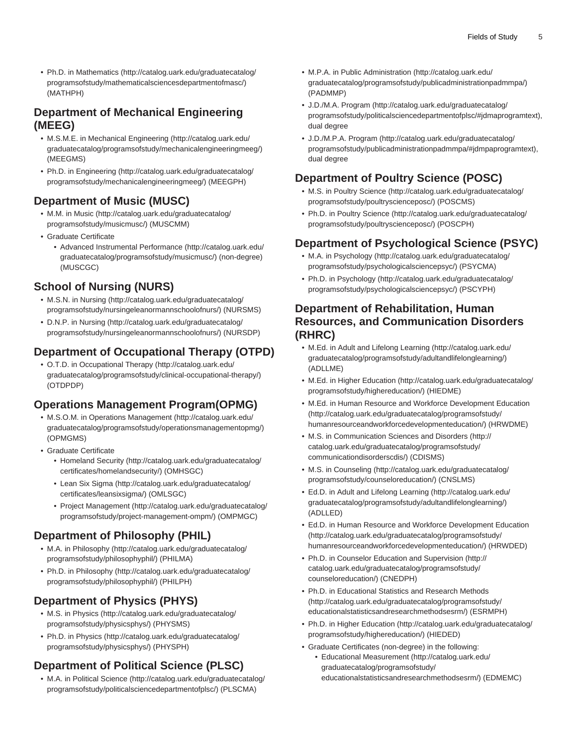- Ph.D. in Mathematics (http://catalog.uark.edu/graduatecatalog/programsofstudy/mathematicalsciencesdepartmentofmasc/) (MATHPH)

## Department of Mechanical Engineering (MEEG)

- M.S.M.E. in Mechanical Engineering (http://catalog.uark.edu/graduatecatalog/programsofstudy/mechanicalengineeringmeeg/) (MEEGMS)
- Ph.D. in Engineering (http://catalog.uark.edu/graduatecatalog/programsofstudy/mechanicalengineeringmeeg/) (MEEGPH)

## Department of Music (MUSC)

- M.M. in Music (http://catalog.uark.edu/graduatecatalog/programsofstudy/musicmusc/) (MUSCMM)
- Graduate Certificate
  - Advanced Instrumental Performance (http://catalog.uark.edu/graduatecatalog/programsofstudy/musicmusc/) (non-degree) (MUSCGC)

## School of Nursing (NURS)

- M.S.N. in Nursing (http://catalog.uark.edu/graduatecatalog/programsofstudy/nursingeleanormannschoolofnurs/) (NURSMS)
- D.N.P. in Nursing (http://catalog.uark.edu/graduatecatalog/programsofstudy/nursingeleanormannschoolofnurs/) (NURSDP)

## Department of Occupational Therapy (OTPD)

- O.T.D. in Occupational Therapy (http://catalog.uark.edu/graduatecatalog/programsofstudy/clinical-occupational-therapy/) (OTDPDP)

## Operations Management Program(OPMG)

- M.S.O.M. in Operations Management (http://catalog.uark.edu/graduatecatalog/programsofstudy/operationsmanagementopmg/) (OPMGMS)
- Graduate Certificate
  - Homeland Security (http://catalog.uark.edu/graduatecatalog/certificates/homelandsecurity/) (OMHSGC)
  - Lean Six Sigma (http://catalog.uark.edu/graduatecatalog/certificates/leansixsigma/) (OMLSGC)
  - Project Management (http://catalog.uark.edu/graduatecatalog/programsofstudy/project-management-ompm/) (OMPMGC)

## Department of Philosophy (PHIL)

- M.A. in Philosophy (http://catalog.uark.edu/graduatecatalog/programsofstudy/philosophyphil/) (PHILMA)
- Ph.D. in Philosophy (http://catalog.uark.edu/graduatecatalog/programsofstudy/philosophyphil/) (PHILPH)

## Department of Physics (PHYS)

- M.S. in Physics (http://catalog.uark.edu/graduatecatalog/programsofstudy/physicsphys/) (PHYSMS)
- Ph.D. in Physics (http://catalog.uark.edu/graduatecatalog/programsofstudy/physicsphys/) (PHYSPH)

## Department of Political Science (PLSC)

- M.A. in Political Science (http://catalog.uark.edu/graduatecatalog/programsofstudy/politicalsciencedepartmentofplsc/) (PLSCMA)
- M.P.A. in Public Administration (http://catalog.uark.edu/graduatecatalog/programsofstudy/publicadministrationpadmmpa/) (PADMMP)
- J.D./M.A. Program (http://catalog.uark.edu/graduatecatalog/programsofstudy/politicalsciencedepartmentofplsc/#jdmaprogramtext), dual degree
- J.D./M.P.A. Program (http://catalog.uark.edu/graduatecatalog/programsofstudy/publicadministrationpadmmpa/#jdmpaprogramtext), dual degree

## Department of Poultry Science (POSC)

- M.S. in Poultry Science (http://catalog.uark.edu/graduatecatalog/programsofstudy/poultryscienceposc/) (POSCMS)
- Ph.D. in Poultry Science (http://catalog.uark.edu/graduatecatalog/programsofstudy/poultryscienceposc/) (POSCPH)

## Department of Psychological Science (PSYC)

- M.A. in Psychology (http://catalog.uark.edu/graduatecatalog/programsofstudy/psychologicalsciencepsyc/) (PSYCMA)
- Ph.D. in Psychology (http://catalog.uark.edu/graduatecatalog/programsofstudy/psychologicalsciencepsyc/) (PSCYPH)

## Department of Rehabilitation, Human Resources, and Communication Disorders (RHRC)

- M.Ed. in Adult and Lifelong Learning (http://catalog.uark.edu/graduatecatalog/programsofstudy/adultandlifelonglearning/) (ADLLME)
- M.Ed. in Higher Education (http://catalog.uark.edu/graduatecatalog/programsofstudy/highereducation/) (HIEDME)
- M.Ed. in Human Resource and Workforce Development Education (http://catalog.uark.edu/graduatecatalog/programsofstudy/humanresourceandworkforcedevelopmenteducation/) (HRWDME)
- M.S. in Communication Sciences and Disorders (http://catalog.uark.edu/graduatecatalog/programsofstudy/communicationdisorderscdis/) (CDISMS)
- M.S. in Counseling (http://catalog.uark.edu/graduatecatalog/programsofstudy/counseloreducation/) (CNSLMS)
- Ed.D. in Adult and Lifelong Learning (http://catalog.uark.edu/graduatecatalog/programsofstudy/adultandlifelonglearning/) (ADLLED)
- Ed.D. in Human Resource and Workforce Development Education (http://catalog.uark.edu/graduatecatalog/programsofstudy/humanresourceandworkforcedevelopmenteducation/) (HRWDED)
- Ph.D. in Counselor Education and Supervision (http://catalog.uark.edu/graduatecatalog/programsofstudy/counseloreducation/) (CNEDPH)
- Ph.D. in Educational Statistics and Research Methods (http://catalog.uark.edu/graduatecatalog/programsofstudy/educationalstatisticsandresearchmethodsesrm/) (ESRMPH)
- Ph.D. in Higher Education (http://catalog.uark.edu/graduatecatalog/programsofstudy/highereducation/) (HIEDED)
- Graduate Certificates (non-degree) in the following:
  - Educational Measurement (http://catalog.uark.edu/graduatecatalog/programsofstudy/educationalstatisticsandresearchmethodsesrm/) (EDMEMC)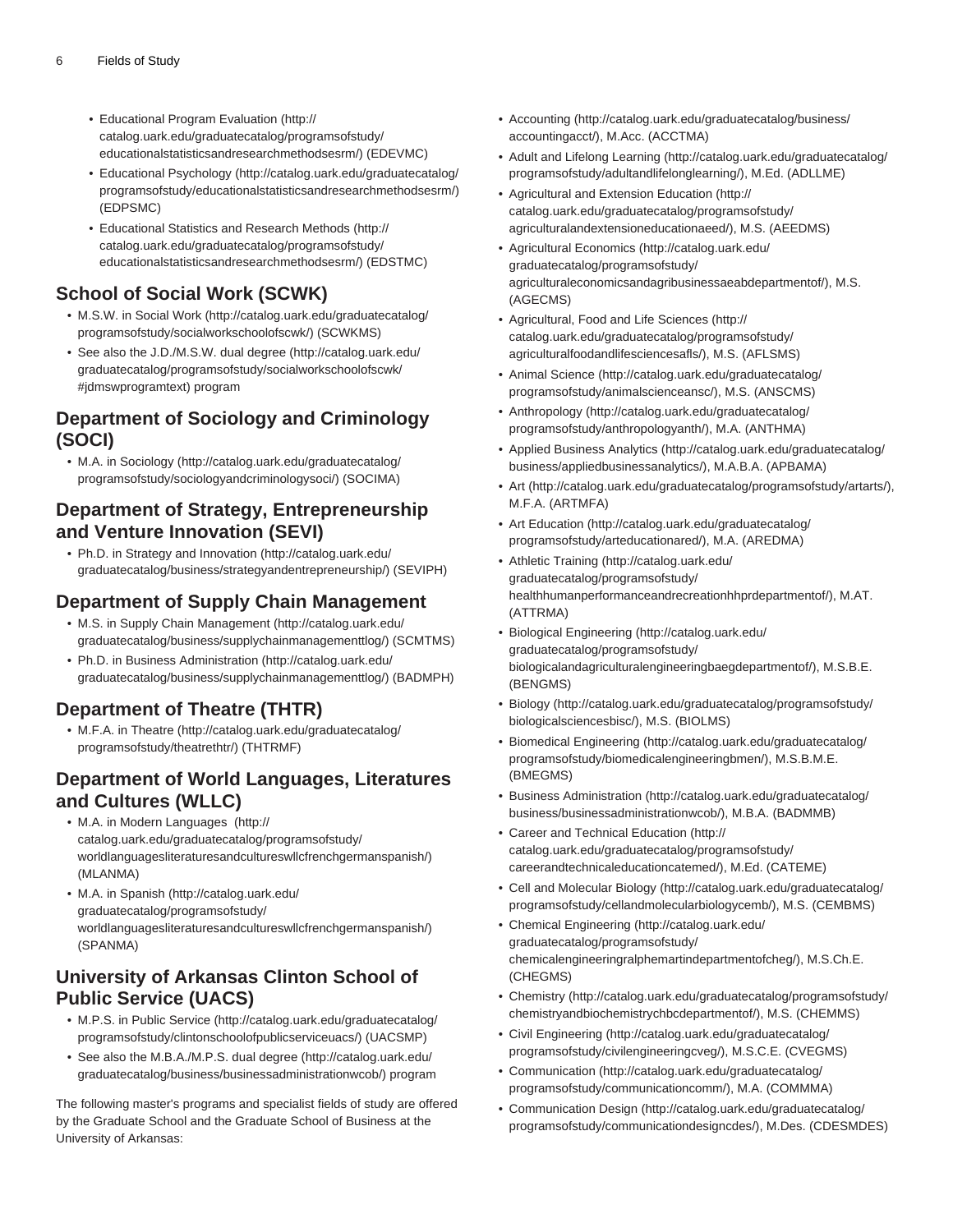- Educational Program Evaluation (http://catalog.uark.edu/graduatecatalog/programsofstudy/educationalstatisticsandresearchmethodsesrm/) (EDEVMC)
- Educational Psychology (http://catalog.uark.edu/graduatecatalog/programsofstudy/educationalstatisticsandresearchmethodsesrm/) (EDPSMC)
- Educational Statistics and Research Methods (http://catalog.uark.edu/graduatecatalog/programsofstudy/educationalstatisticsandresearchmethodsesrm/) (EDSTMC)

## School of Social Work (SCWK)

- M.S.W. in Social Work (http://catalog.uark.edu/graduatecatalog/programsofstudy/socialworkschoolofscwk/) (SCWKMS)
- See also the J.D./M.S.W. dual degree (http://catalog.uark.edu/graduatecatalog/programsofstudy/socialworkschoolofscwk/#jdmswprogramtext) program

## Department of Sociology and Criminology (SOCI)

- M.A. in Sociology (http://catalog.uark.edu/graduatecatalog/programsofstudy/sociologyandcriminologysoci/) (SOCIMA)

## Department of Strategy, Entrepreneurship and Venture Innovation (SEVI)

- Ph.D. in Strategy and Innovation (http://catalog.uark.edu/graduatecatalog/business/strategyandentrepreneurship/) (SEVIPH)

## Department of Supply Chain Management

- M.S. in Supply Chain Management (http://catalog.uark.edu/graduatecatalog/business/supplychainmanagementtlog/) (SCMTMS)
- Ph.D. in Business Administration (http://catalog.uark.edu/graduatecatalog/business/supplychainmanagementtlog/) (BADMPH)

## Department of Theatre (THTR)

- M.F.A. in Theatre (http://catalog.uark.edu/graduatecatalog/programsofstudy/theatrethtr/) (THTRMF)

## Department of World Languages, Literatures and Cultures (WLLC)

- M.A. in Modern Languages (http://catalog.uark.edu/graduatecatalog/programsofstudy/worldlanguagesliteraturesandcultureswllcfrenchgermanspanish/) (MLANMA)
- M.A. in Spanish (http://catalog.uark.edu/graduatecatalog/programsofstudy/worldlanguagesliteraturesandcultureswllcfrenchgermanspanish/) (SPANMA)

## University of Arkansas Clinton School of Public Service (UACS)

- M.P.S. in Public Service (http://catalog.uark.edu/graduatecatalog/programsofstudy/clintonschoolofpublicserviceuacs/) (UACSMP)
- See also the M.B.A./M.P.S. dual degree (http://catalog.uark.edu/graduatecatalog/business/businessadministrationwcob/) program

The following master's programs and specialist fields of study are offered by the Graduate School and the Graduate School of Business at the University of Arkansas:

- Accounting (http://catalog.uark.edu/graduatecatalog/business/accountingacct/), M.Acc. (ACCTMA)
- Adult and Lifelong Learning (http://catalog.uark.edu/graduatecatalog/programsofstudy/adultandlifelonglearning/), M.Ed. (ADLLME)
- Agricultural and Extension Education (http://catalog.uark.edu/graduatecatalog/programsofstudy/agriculturalandextensioneducationaeed/), M.S. (AEEDMS)
- Agricultural Economics (http://catalog.uark.edu/graduatecatalog/programsofstudy/agriculturaleconomicsandagribusinessaeabdepartmentof/), M.S. (AGECMS)
- Agricultural, Food and Life Sciences (http://catalog.uark.edu/graduatecatalog/programsofstudy/agriculturalfoodandlifesciencesafls/), M.S. (AFLSMS)
- Animal Science (http://catalog.uark.edu/graduatecatalog/programsofstudy/animalscienceansc/), M.S. (ANSCMS)
- Anthropology (http://catalog.uark.edu/graduatecatalog/programsofstudy/anthropologyanth/), M.A. (ANTHMA)
- Applied Business Analytics (http://catalog.uark.edu/graduatecatalog/business/appliedbusinessanalytics/), M.A.B.A. (APBAMA)
- Art (http://catalog.uark.edu/graduatecatalog/programsofstudy/artarts/), M.F.A. (ARTMFA)
- Art Education (http://catalog.uark.edu/graduatecatalog/programsofstudy/arteducationared/), M.A. (AREDMA)
- Athletic Training (http://catalog.uark.edu/graduatecatalog/programsofstudy/healthhumanperformanceandrecreationhhprdepartmentof/), M.AT. (ATTRMA)
- Biological Engineering (http://catalog.uark.edu/graduatecatalog/programsofstudy/biologicalandagriculturalengineeringbaegdepartmentof/), M.S.B.E. (BENGMS)
- Biology (http://catalog.uark.edu/graduatecatalog/programsofstudy/biologicalsciencesbisc/), M.S. (BIOLMS)
- Biomedical Engineering (http://catalog.uark.edu/graduatecatalog/programsofstudy/biomedicalengineeringbmen/), M.S.B.M.E. (BMEGMS)
- Business Administration (http://catalog.uark.edu/graduatecatalog/business/businessadministrationwcob/), M.B.A. (BADMMB)
- Career and Technical Education (http://catalog.uark.edu/graduatecatalog/programsofstudy/careerandtechnicaleducationcatemed/), M.Ed. (CATEME)
- Cell and Molecular Biology (http://catalog.uark.edu/graduatecatalog/programsofstudy/cellandmolecularbiologycemb/), M.S. (CEMBMS)
- Chemical Engineering (http://catalog.uark.edu/graduatecatalog/programsofstudy/chemicalengineeringralphemartindepartmentofcheg/), M.S.Ch.E. (CHEGMS)
- Chemistry (http://catalog.uark.edu/graduatecatalog/programsofstudy/chemistryandbiochemistrychbcdepartmentof/), M.S. (CHEMMS)
- Civil Engineering (http://catalog.uark.edu/graduatecatalog/programsofstudy/civilengineeringcveg/), M.S.C.E. (CVEGMS)
- Communication (http://catalog.uark.edu/graduatecatalog/programsofstudy/communicationcomm/), M.A. (COMMMA)
- Communication Design (http://catalog.uark.edu/graduatecatalog/programsofstudy/communicationdesigncdes/), M.Des. (CDESMDES)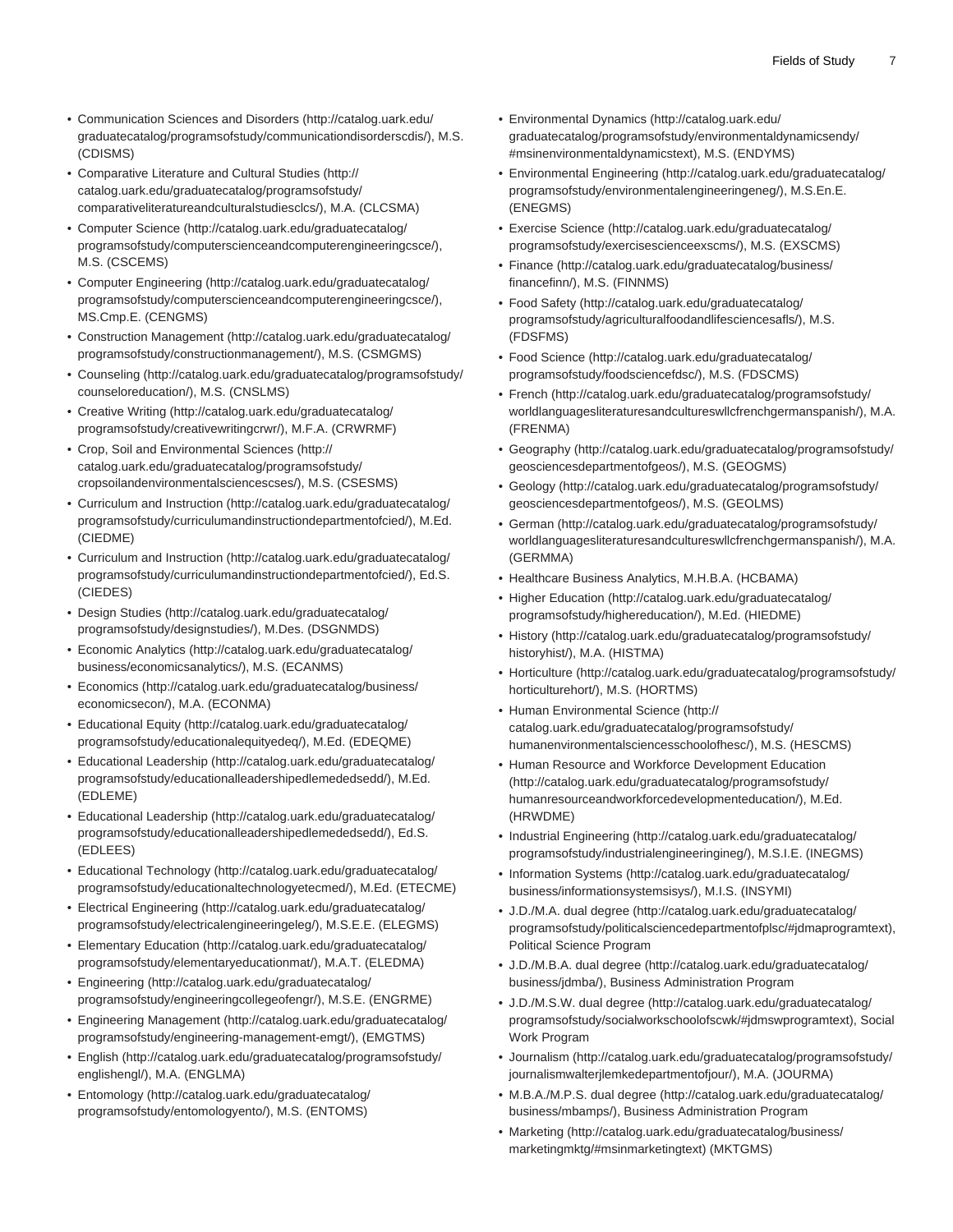- Communication Sciences and Disorders (http://catalog.uark.edu/graduatecatalog/programsofstudy/communicationdisorderscdis/), M.S. (CDISMS)
- Comparative Literature and Cultural Studies (http://catalog.uark.edu/graduatecatalog/programsofstudy/comparativeliteratureandculturalstudiesclcs/), M.A. (CLCSMA)
- Computer Science (http://catalog.uark.edu/graduatecatalog/programsofstudy/computerscienceandcomputerengineeringcsce/), M.S. (CSCEMS)
- Computer Engineering (http://catalog.uark.edu/graduatecatalog/programsofstudy/computerscienceandcomputerengineeringcsce/), MS.Cmp.E. (CENGMS)
- Construction Management (http://catalog.uark.edu/graduatecatalog/programsofstudy/constructionmanagement/), M.S. (CSMGMS)
- Counseling (http://catalog.uark.edu/graduatecatalog/programsofstudy/counseloreducation/), M.S. (CNSLMS)
- Creative Writing (http://catalog.uark.edu/graduatecatalog/programsofstudy/creativewritingcrwr/), M.F.A. (CRWRMF)
- Crop, Soil and Environmental Sciences (http://catalog.uark.edu/graduatecatalog/programsofstudy/cropsoilandenvironmentalsciencescses/), M.S. (CSESMS)
- Curriculum and Instruction (http://catalog.uark.edu/graduatecatalog/programsofstudy/curriculumandinstructiondepartmentofcied/), M.Ed. (CIEDME)
- Curriculum and Instruction (http://catalog.uark.edu/graduatecatalog/programsofstudy/curriculumandinstructiondepartmentofcied/), Ed.S. (CIEDES)
- Design Studies (http://catalog.uark.edu/graduatecatalog/programsofstudy/designstudies/), M.Des. (DSGNMDS)
- Economic Analytics (http://catalog.uark.edu/graduatecatalog/business/economicsanalytics/), M.S. (ECANMS)
- Economics (http://catalog.uark.edu/graduatecatalog/business/economicsecon/), M.A. (ECONMA)
- Educational Equity (http://catalog.uark.edu/graduatecatalog/programsofstudy/educationalequityedeq/), M.Ed. (EDEQME)
- Educational Leadership (http://catalog.uark.edu/graduatecatalog/programsofstudy/educationalleadershipedlemededsedd/), M.Ed. (EDLEME)
- Educational Leadership (http://catalog.uark.edu/graduatecatalog/programsofstudy/educationalleadershipedlemededsedd/), Ed.S. (EDLEES)
- Educational Technology (http://catalog.uark.edu/graduatecatalog/programsofstudy/educationaltechnologyetecmed/), M.Ed. (ETECME)
- Electrical Engineering (http://catalog.uark.edu/graduatecatalog/programsofstudy/electricalengineeringeleg/), M.S.E.E. (ELEGMS)
- Elementary Education (http://catalog.uark.edu/graduatecatalog/programsofstudy/elementaryeducationmat/), M.A.T. (ELEDMA)
- Engineering (http://catalog.uark.edu/graduatecatalog/programsofstudy/engineeringcollegeofengr/), M.S.E. (ENGRME)
- Engineering Management (http://catalog.uark.edu/graduatecatalog/programsofstudy/engineering-management-emgt/), (EMGTMS)
- English (http://catalog.uark.edu/graduatecatalog/programsofstudy/englishengl/), M.A. (ENGLMA)
- Entomology (http://catalog.uark.edu/graduatecatalog/programsofstudy/entomologyento/), M.S. (ENTOMS)
- Environmental Dynamics (http://catalog.uark.edu/graduatecatalog/programsofstudy/environmentaldynamicsendy/#msinenvironmentaldynamicstext), M.S. (ENDYMS)
- Environmental Engineering (http://catalog.uark.edu/graduatecatalog/programsofstudy/environmentalengineeringeneg/), M.S.En.E. (ENEGMS)
- Exercise Science (http://catalog.uark.edu/graduatecatalog/programsofstudy/exercisescienceexscms/), M.S. (EXSCMS)
- Finance (http://catalog.uark.edu/graduatecatalog/business/financefinn/), M.S. (FINNMS)
- Food Safety (http://catalog.uark.edu/graduatecatalog/programsofstudy/agriculturalfoodandlifesciencesafls/), M.S. (FDSFMS)
- Food Science (http://catalog.uark.edu/graduatecatalog/programsofstudy/foodsciencefdsc/), M.S. (FDSCMS)
- French (http://catalog.uark.edu/graduatecatalog/programsofstudy/worldlanguagesliteraturesandcultureswllcfrenchgermanspanish/), M.A. (FRENMA)
- Geography (http://catalog.uark.edu/graduatecatalog/programsofstudy/geosciencesdepartmentofgeos/), M.S. (GEOGMS)
- Geology (http://catalog.uark.edu/graduatecatalog/programsofstudy/geosciencesdepartmentofgeos/), M.S. (GEOLMS)
- German (http://catalog.uark.edu/graduatecatalog/programsofstudy/worldlanguagesliteraturesandcultureswllcfrenchgermanspanish/), M.A. (GERMMA)
- Healthcare Business Analytics, M.H.B.A. (HCBAMA)
- Higher Education (http://catalog.uark.edu/graduatecatalog/programsofstudy/highereducation/), M.Ed. (HIEDME)
- History (http://catalog.uark.edu/graduatecatalog/programsofstudy/historyhist/), M.A. (HISTMA)
- Horticulture (http://catalog.uark.edu/graduatecatalog/programsofstudy/horticulturehort/), M.S. (HORTMS)
- Human Environmental Science (http://catalog.uark.edu/graduatecatalog/programsofstudy/humanenvironmentalsciencesschoolofhesc/), M.S. (HESCMS)
- Human Resource and Workforce Development Education (http://catalog.uark.edu/graduatecatalog/programsofstudy/humanresourceandworkforcedevelopmenteducation/), M.Ed. (HRWDME)
- Industrial Engineering (http://catalog.uark.edu/graduatecatalog/programsofstudy/industrialengineeringineg/), M.S.I.E. (INEGMS)
- Information Systems (http://catalog.uark.edu/graduatecatalog/business/informationsystemsisys/), M.I.S. (INSYMI)
- J.D./M.A. dual degree (http://catalog.uark.edu/graduatecatalog/programsofstudy/politicalsciencedepartmentofplsc/#jdmaprogramtext), Political Science Program
- J.D./M.B.A. dual degree (http://catalog.uark.edu/graduatecatalog/business/jdmba/), Business Administration Program
- J.D./M.S.W. dual degree (http://catalog.uark.edu/graduatecatalog/programsofstudy/socialworkschoolofscwk/#jdmswprogramtext), Social Work Program
- Journalism (http://catalog.uark.edu/graduatecatalog/programsofstudy/journalismwalterjlemkedepartmentofjour/), M.A. (JOURMA)
- M.B.A./M.P.S. dual degree (http://catalog.uark.edu/graduatecatalog/business/mbamps/), Business Administration Program
- Marketing (http://catalog.uark.edu/graduatecatalog/business/marketingmktg/#msinmarketingtext) (MKTGMS)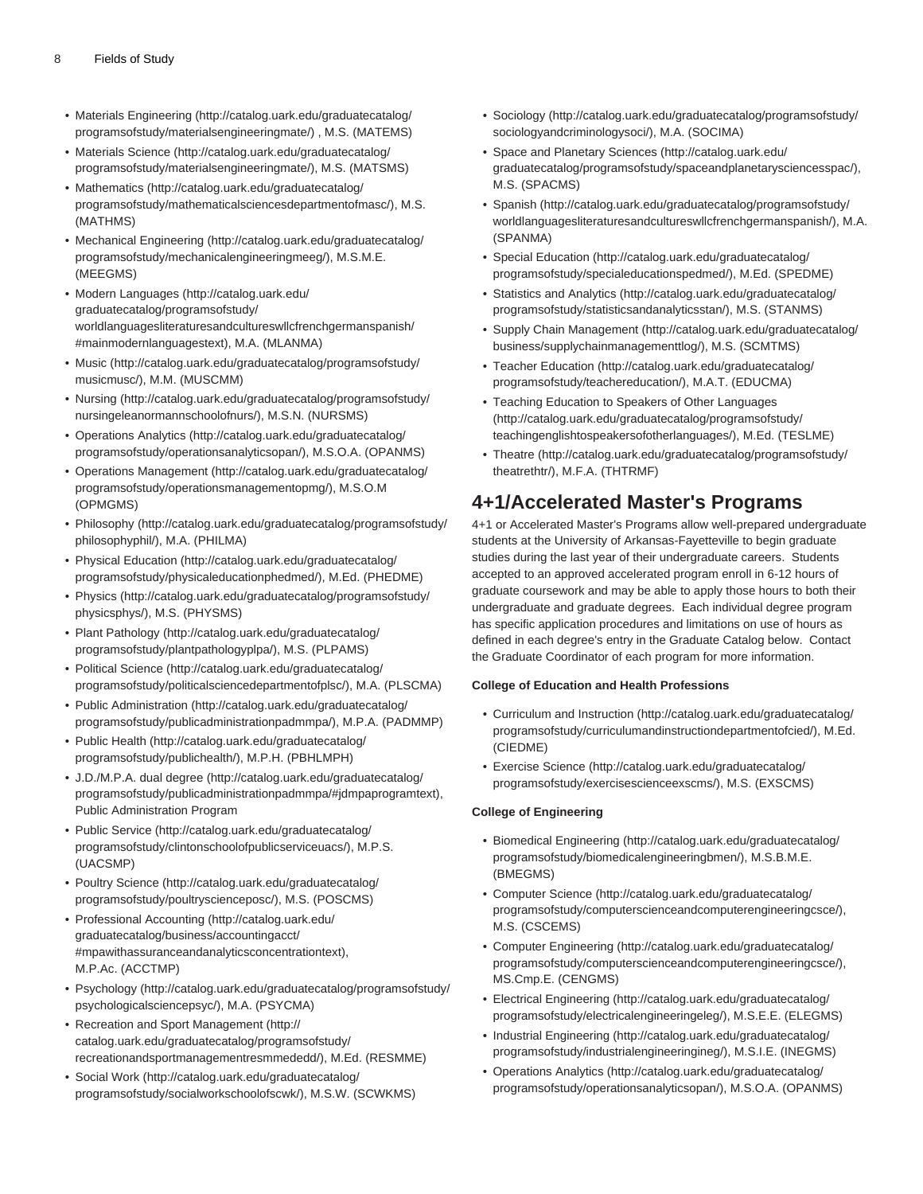- Materials Engineering (http://catalog.uark.edu/graduatecatalog/programsofstudy/materialsengineeringmate/) , M.S. (MATEMS)
- Materials Science (http://catalog.uark.edu/graduatecatalog/programsofstudy/materialsengineeringmate/), M.S. (MATSMS)
- Mathematics (http://catalog.uark.edu/graduatecatalog/programsofstudy/mathematicalsciencesdepartmentofmasc/), M.S. (MATHMS)
- Mechanical Engineering (http://catalog.uark.edu/graduatecatalog/programsofstudy/mechanicalengineeringmeeg/), M.S.M.E. (MEEGMS)
- Modern Languages (http://catalog.uark.edu/graduatecatalog/programsofstudy/worldlanguagesliteraturesandcultureswllcfrenchgermanspanish/#mainmodernlanguagestext), M.A. (MLANMA)
- Music (http://catalog.uark.edu/graduatecatalog/programsofstudy/musicmusc/), M.M. (MUSCMM)
- Nursing (http://catalog.uark.edu/graduatecatalog/programsofstudy/nursingeleanormannschoolofnurs/), M.S.N. (NURSMS)
- Operations Analytics (http://catalog.uark.edu/graduatecatalog/programsofstudy/operationsanalyticsopan/), M.S.O.A. (OPANMS)
- Operations Management (http://catalog.uark.edu/graduatecatalog/programsofstudy/operationsmanagementopmg/), M.S.O.M (OPMGMS)
- Philosophy (http://catalog.uark.edu/graduatecatalog/programsofstudy/philosophyphil/), M.A. (PHILMA)
- Physical Education (http://catalog.uark.edu/graduatecatalog/programsofstudy/physicaleducationphedmed/), M.Ed. (PHEDME)
- Physics (http://catalog.uark.edu/graduatecatalog/programsofstudy/physicsphys/), M.S. (PHYSMS)
- Plant Pathology (http://catalog.uark.edu/graduatecatalog/programsofstudy/plantpathologyplpa/), M.S. (PLPAMS)
- Political Science (http://catalog.uark.edu/graduatecatalog/programsofstudy/politicalsciencedepartmentofplsc/), M.A. (PLSCMA)
- Public Administration (http://catalog.uark.edu/graduatecatalog/programsofstudy/publicadministrationpadmmpa/), M.P.A. (PADMMP)
- Public Health (http://catalog.uark.edu/graduatecatalog/programsofstudy/publichealth/), M.P.H. (PBHLMPH)
- J.D./M.P.A. dual degree (http://catalog.uark.edu/graduatecatalog/programsofstudy/publicadministrationpadmmpa/#jdmpaprogramtext), Public Administration Program
- Public Service (http://catalog.uark.edu/graduatecatalog/programsofstudy/clintonschoolofpublicserviceuacs/), M.P.S. (UACSMP)
- Poultry Science (http://catalog.uark.edu/graduatecatalog/programsofstudy/poultryscienceposc/), M.S. (POSCMS)
- Professional Accounting (http://catalog.uark.edu/graduatecatalog/business/accountingacct/#mpawithassuranceandanalyticsconcentrationtext), M.P.Ac. (ACCTMP)
- Psychology (http://catalog.uark.edu/graduatecatalog/programsofstudy/psychologicalsciencepsyc/), M.A. (PSYCMA)
- Recreation and Sport Management (http://catalog.uark.edu/graduatecatalog/programsofstudy/recreationandsportmanagementresmmededd/), M.Ed. (RESMME)
- Social Work (http://catalog.uark.edu/graduatecatalog/programsofstudy/socialworkschoolofscwk/), M.S.W. (SCWKMS)
- Sociology (http://catalog.uark.edu/graduatecatalog/programsofstudy/sociologyandcriminologysoci/), M.A. (SOCIMA)
- Space and Planetary Sciences (http://catalog.uark.edu/graduatecatalog/programsofstudy/spaceandplanetarysciencesspac/), M.S. (SPACMS)
- Spanish (http://catalog.uark.edu/graduatecatalog/programsofstudy/worldlanguagesliteraturesandcultureswllcfrenchgermanspanish/), M.A. (SPANMA)
- Special Education (http://catalog.uark.edu/graduatecatalog/programsofstudy/specialeducationspedmed/), M.Ed. (SPEDME)
- Statistics and Analytics (http://catalog.uark.edu/graduatecatalog/programsofstudy/statisticsandanalyticsstan/), M.S. (STANMS)
- Supply Chain Management (http://catalog.uark.edu/graduatecatalog/business/supplychainmanagementtlog/), M.S. (SCMTMS)
- Teacher Education (http://catalog.uark.edu/graduatecatalog/programsofstudy/teachereducation/), M.A.T. (EDUCMA)
- Teaching Education to Speakers of Other Languages (http://catalog.uark.edu/graduatecatalog/programsofstudy/teachingenglishtospeakersofotherlanguages/), M.Ed. (TESLME)
- Theatre (http://catalog.uark.edu/graduatecatalog/programsofstudy/theatrethtr/), M.F.A. (THTRMF)

## 4+1/Accelerated Master's Programs

4+1 or Accelerated Master's Programs allow well-prepared undergraduate students at the University of Arkansas-Fayetteville to begin graduate studies during the last year of their undergraduate careers. Students accepted to an approved accelerated program enroll in 6-12 hours of graduate coursework and may be able to apply those hours to both their undergraduate and graduate degrees. Each individual degree program has specific application procedures and limitations on use of hours as defined in each degree's entry in the Graduate Catalog below. Contact the Graduate Coordinator of each program for more information.

**College of Education and Health Professions**

- Curriculum and Instruction (http://catalog.uark.edu/graduatecatalog/programsofstudy/curriculumandinstructiondepartmentofcied/), M.Ed. (CIEDME)
- Exercise Science (http://catalog.uark.edu/graduatecatalog/programsofstudy/exercisescienceexscms/), M.S. (EXSCMS)

**College of Engineering**

- Biomedical Engineering (http://catalog.uark.edu/graduatecatalog/programsofstudy/biomedicalengineeringbmen/), M.S.B.M.E. (BMEGMS)
- Computer Science (http://catalog.uark.edu/graduatecatalog/programsofstudy/computerscienceandcomputerengineeringcsce/), M.S. (CSCEMS)
- Computer Engineering (http://catalog.uark.edu/graduatecatalog/programsofstudy/computerscienceandcomputerengineeringcsce/), MS.Cmp.E. (CENGMS)
- Electrical Engineering (http://catalog.uark.edu/graduatecatalog/programsofstudy/electricalengineeringeleg/), M.S.E.E. (ELEGMS)
- Industrial Engineering (http://catalog.uark.edu/graduatecatalog/programsofstudy/industrialengineeringineg/), M.S.I.E. (INEGMS)
- Operations Analytics (http://catalog.uark.edu/graduatecatalog/programsofstudy/operationsanalyticsopan/), M.S.O.A. (OPANMS)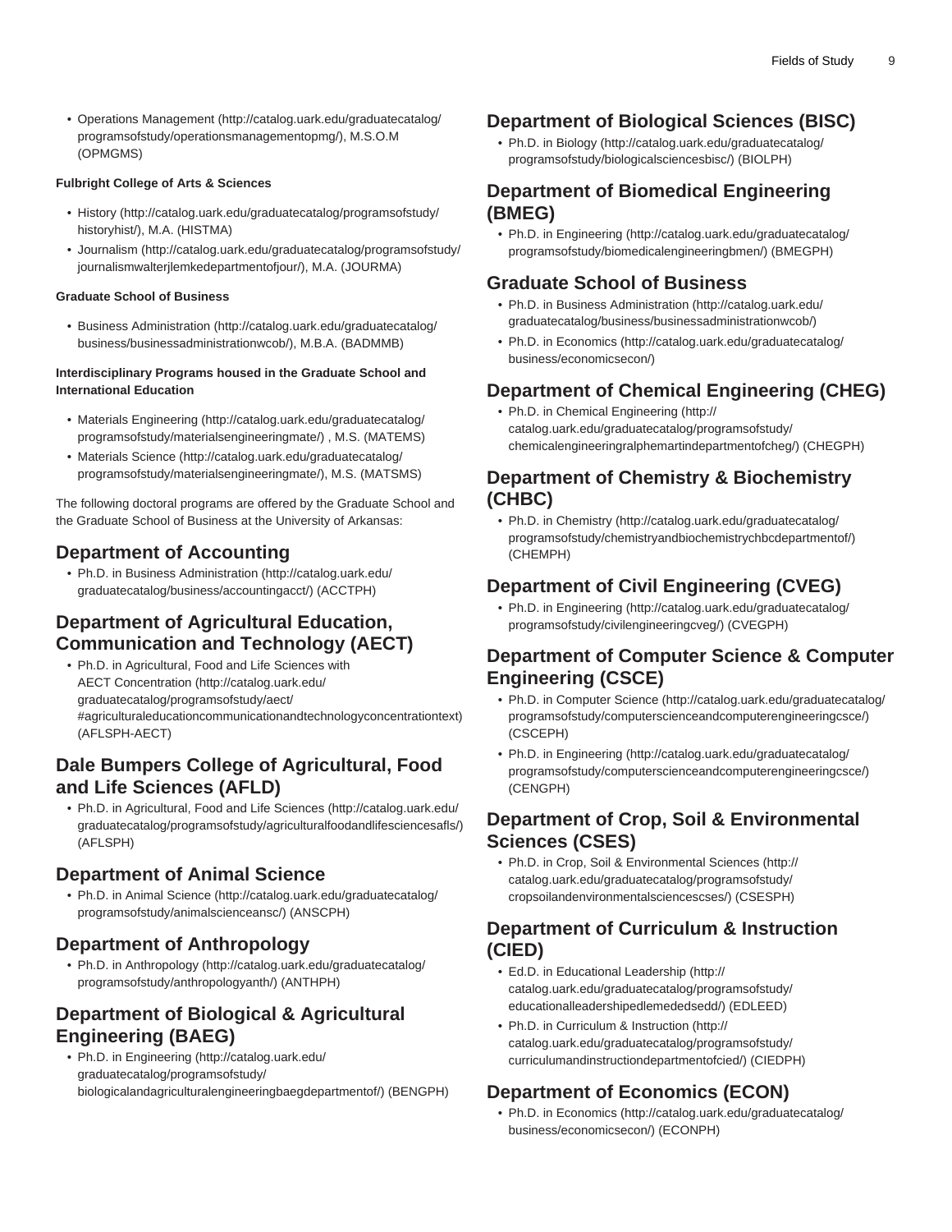- Operations Management (http://catalog.uark.edu/graduatecatalog/programsofstudy/operationsmanagementopmg/), M.S.O.M (OPMGMS)

**Fulbright College of Arts & Sciences**

- History (http://catalog.uark.edu/graduatecatalog/programsofstudy/historyhist/), M.A. (HISTMA)
- Journalism (http://catalog.uark.edu/graduatecatalog/programsofstudy/journalismwalterjlemkedepartmentofjour/), M.A. (JOURMA)

**Graduate School of Business**

- Business Administration (http://catalog.uark.edu/graduatecatalog/business/businessadministrationwcob/), M.B.A. (BADMMB)

**Interdisciplinary Programs housed in the Graduate School and International Education**

- Materials Engineering (http://catalog.uark.edu/graduatecatalog/programsofstudy/materialsengineeringmate/) , M.S. (MATEMS)
- Materials Science (http://catalog.uark.edu/graduatecatalog/programsofstudy/materialsengineeringmate/), M.S. (MATSMS)

The following doctoral programs are offered by the Graduate School and the Graduate School of Business at the University of Arkansas:

## Department of Accounting

- Ph.D. in Business Administration (http://catalog.uark.edu/graduatecatalog/business/accountingacct/) (ACCTPH)

## Department of Agricultural Education, Communication and Technology (AECT)

- Ph.D. in Agricultural, Food and Life Sciences with AECT Concentration (http://catalog.uark.edu/graduatecatalog/programsofstudy/aect/#agriculturaleducationcommunicationandtechnologyconcentrationtext) (AFLSPH-AECT)

## Dale Bumpers College of Agricultural, Food and Life Sciences (AFLD)

- Ph.D. in Agricultural, Food and Life Sciences (http://catalog.uark.edu/graduatecatalog/programsofstudy/agriculturalfoodandlifesciencesafls/) (AFLSPH)

## Department of Animal Science

- Ph.D. in Animal Science (http://catalog.uark.edu/graduatecatalog/programsofstudy/animalscienceansc/) (ANSCPH)

## Department of Anthropology

- Ph.D. in Anthropology (http://catalog.uark.edu/graduatecatalog/programsofstudy/anthropologyanth/) (ANTHPH)

## Department of Biological & Agricultural Engineering (BAEG)

- Ph.D. in Engineering (http://catalog.uark.edu/graduatecatalog/programsofstudy/biologicalandagriculturalengineeringbaegdepartmentof/) (BENGPH)

## Department of Biological Sciences (BISC)

- Ph.D. in Biology (http://catalog.uark.edu/graduatecatalog/programsofstudy/biologicalsciencesbisc/) (BIOLPH)

## Department of Biomedical Engineering (BMEG)

- Ph.D. in Engineering (http://catalog.uark.edu/graduatecatalog/programsofstudy/biomedicalengineeringbmen/) (BMEGPH)

## Graduate School of Business

- Ph.D. in Business Administration (http://catalog.uark.edu/graduatecatalog/business/businessadministrationwcob/)
- Ph.D. in Economics (http://catalog.uark.edu/graduatecatalog/business/economicsecon/)

## Department of Chemical Engineering (CHEG)

- Ph.D. in Chemical Engineering (http://catalog.uark.edu/graduatecatalog/programsofstudy/chemicalengineeringralphemartindepartmentofcheg/) (CHEGPH)

## Department of Chemistry & Biochemistry (CHBC)

- Ph.D. in Chemistry (http://catalog.uark.edu/graduatecatalog/programsofstudy/chemistryandbiochemistrychbcdepartmentof/) (CHEMPH)

## Department of Civil Engineering (CVEG)

- Ph.D. in Engineering (http://catalog.uark.edu/graduatecatalog/programsofstudy/civilengineeringcveg/) (CVEGPH)

## Department of Computer Science & Computer Engineering (CSCE)

- Ph.D. in Computer Science (http://catalog.uark.edu/graduatecatalog/programsofstudy/computerscienceandcomputerengineeringcsce/) (CSCEPH)
- Ph.D. in Engineering (http://catalog.uark.edu/graduatecatalog/programsofstudy/computerscienceandcomputerengineeringcsce/) (CENGPH)

## Department of Crop, Soil & Environmental Sciences (CSES)

- Ph.D. in Crop, Soil & Environmental Sciences (http://catalog.uark.edu/graduatecatalog/programsofstudy/cropsoilandenvironmentalsciencescses/) (CSESPH)

## Department of Curriculum & Instruction (CIED)

- Ed.D. in Educational Leadership (http://catalog.uark.edu/graduatecatalog/programsofstudy/educationalleadershipedlemededsedd/) (EDLEED)
- Ph.D. in Curriculum & Instruction (http://catalog.uark.edu/graduatecatalog/programsofstudy/curriculumandinstructiondepartmentofcied/) (CIEDPH)

## Department of Economics (ECON)

- Ph.D. in Economics (http://catalog.uark.edu/graduatecatalog/business/economicsecon/) (ECONPH)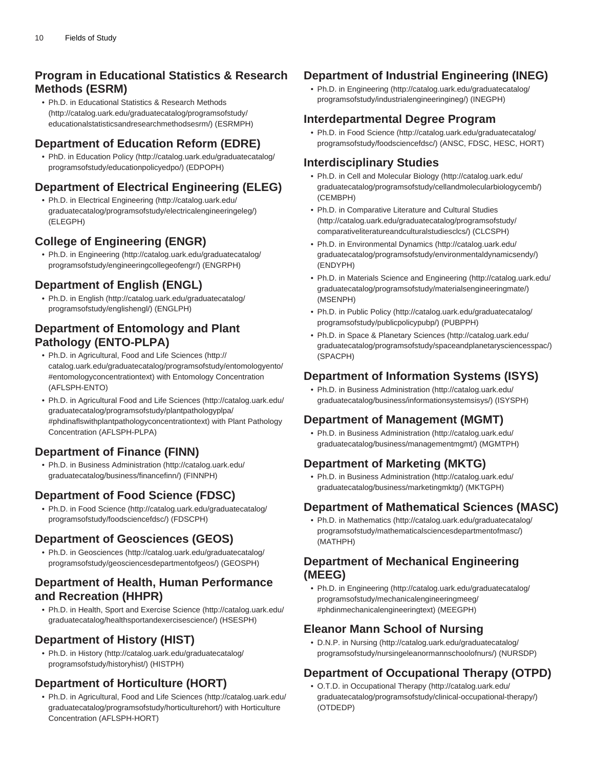## Program in Educational Statistics & Research Methods (ESRM)

- Ph.D. in Educational Statistics & Research Methods (http://catalog.uark.edu/graduatecatalog/programsofstudy/educationalstatisticsandresearchmethodsesrm/) (ESRMPH)

## Department of Education Reform (EDRE)

- PhD. in Education Policy (http://catalog.uark.edu/graduatecatalog/programsofstudy/educationpolicyedpo/) (EDPOPH)

## Department of Electrical Engineering (ELEG)

- Ph.D. in Electrical Engineering (http://catalog.uark.edu/graduatecatalog/programsofstudy/electricalengineeringeleg/) (ELEGPH)

## College of Engineering (ENGR)

- Ph.D. in Engineering (http://catalog.uark.edu/graduatecatalog/programsofstudy/engineeringcollegeofengr/) (ENGRPH)

## Department of English (ENGL)

- Ph.D. in English (http://catalog.uark.edu/graduatecatalog/programsofstudy/englishengl/) (ENGLPH)

## Department of Entomology and Plant Pathology (ENTO-PLPA)

- Ph.D. in Agricultural, Food and Life Sciences (http://catalog.uark.edu/graduatecatalog/programsofstudy/entomologyento/#entomologyconcentrationtext) with Entomology Concentration (AFLSPH-ENTO)
- Ph.D. in Agricultural Food and Life Sciences (http://catalog.uark.edu/graduatecatalog/programsofstudy/plantpathologyplpa/#phdinaflswithplantpathologyconcentrationtext) with Plant Pathology Concentration (AFLSPH-PLPA)

## Department of Finance (FINN)

- Ph.D. in Business Administration (http://catalog.uark.edu/graduatecatalog/business/financefinn/) (FINNPH)

## Department of Food Science (FDSC)

- Ph.D. in Food Science (http://catalog.uark.edu/graduatecatalog/programsofstudy/foodsciencefdsc/) (FDSCPH)

## Department of Geosciences (GEOS)

- Ph.D. in Geosciences (http://catalog.uark.edu/graduatecatalog/programsofstudy/geosciencesdepartmentofgeos/) (GEOSPH)

## Department of Health, Human Performance and Recreation (HHPR)

- Ph.D. in Health, Sport and Exercise Science (http://catalog.uark.edu/graduatecatalog/healthsportandexercisescience/) (HSESPH)

## Department of History (HIST)

- Ph.D. in History (http://catalog.uark.edu/graduatecatalog/programsofstudy/historyhist/) (HISTPH)

## Department of Horticulture (HORT)

- Ph.D. in Agricultural, Food and Life Sciences (http://catalog.uark.edu/graduatecatalog/programsofstudy/horticulturehort/) with Horticulture Concentration (AFLSPH-HORT)

## Department of Industrial Engineering (INEG)

- Ph.D. in Engineering (http://catalog.uark.edu/graduatecatalog/programsofstudy/industrialengineeringineg/) (INEGPH)

## Interdepartmental Degree Program

- Ph.D. in Food Science (http://catalog.uark.edu/graduatecatalog/programsofstudy/foodsciencefdsc/) (ANSC, FDSC, HESC, HORT)

## Interdisciplinary Studies

- Ph.D. in Cell and Molecular Biology (http://catalog.uark.edu/graduatecatalog/programsofstudy/cellandmolecularbiologycemb/) (CEMBPH)
- Ph.D. in Comparative Literature and Cultural Studies (http://catalog.uark.edu/graduatecatalog/programsofstudy/comparativeliteratureandculturalstudiesclcs/) (CLCSPH)
- Ph.D. in Environmental Dynamics (http://catalog.uark.edu/graduatecatalog/programsofstudy/environmentaldynamicsendy/) (ENDYPH)
- Ph.D. in Materials Science and Engineering (http://catalog.uark.edu/graduatecatalog/programsofstudy/materialsengineeringmate/) (MSENPH)
- Ph.D. in Public Policy (http://catalog.uark.edu/graduatecatalog/programsofstudy/publicpolicypubp/) (PUBPPH)
- Ph.D. in Space & Planetary Sciences (http://catalog.uark.edu/graduatecatalog/programsofstudy/spaceandplanetarysciencesspac/) (SPACPH)

## Department of Information Systems (ISYS)

- Ph.D. in Business Administration (http://catalog.uark.edu/graduatecatalog/business/informationsystemsisys/) (ISYSPH)

## Department of Management (MGMT)

- Ph.D. in Business Administration (http://catalog.uark.edu/graduatecatalog/business/managementmgmt/) (MGMTPH)

## Department of Marketing (MKTG)

- Ph.D. in Business Administration (http://catalog.uark.edu/graduatecatalog/business/marketingmktg/) (MKTGPH)

## Department of Mathematical Sciences (MASC)

- Ph.D. in Mathematics (http://catalog.uark.edu/graduatecatalog/programsofstudy/mathematicalsciencesdepartmentofmasc/) (MATHPH)

## Department of Mechanical Engineering (MEEG)

- Ph.D. in Engineering (http://catalog.uark.edu/graduatecatalog/programsofstudy/mechanicalengineeringmeeg/#phdinmechanicalengineeringtext) (MEEGPH)

## Eleanor Mann School of Nursing

- D.N.P. in Nursing (http://catalog.uark.edu/graduatecatalog/programsofstudy/nursingeleanormannschoolofnurs/) (NURSDP)

## Department of Occupational Therapy (OTPD)

- O.T.D. in Occupational Therapy (http://catalog.uark.edu/graduatecatalog/programsofstudy/clinical-occupational-therapy/) (OTDEDP)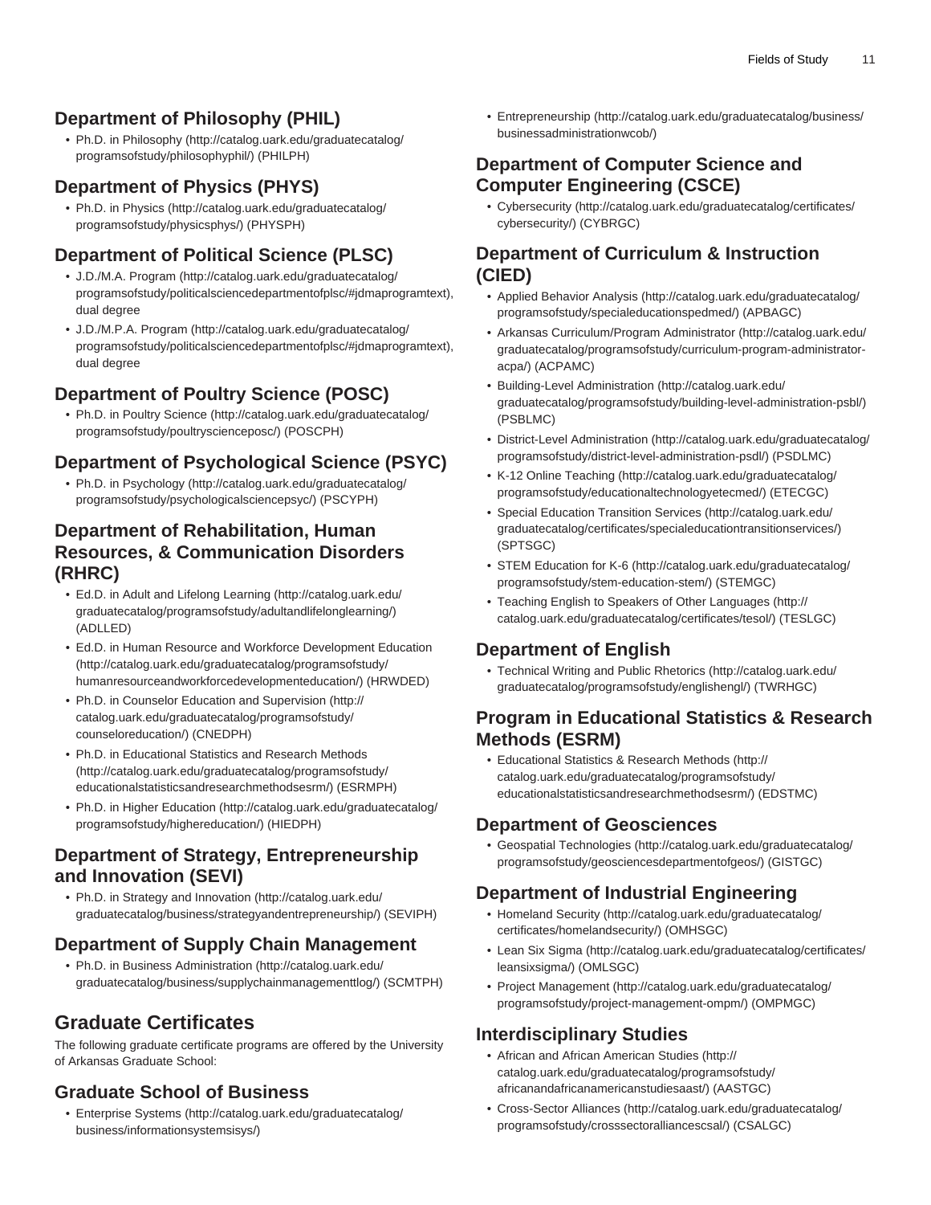## Department of Philosophy (PHIL)

- Ph.D. in Philosophy (http://catalog.uark.edu/graduatecatalog/programsofstudy/philosophyphil/) (PHILPH)

## Department of Physics (PHYS)

- Ph.D. in Physics (http://catalog.uark.edu/graduatecatalog/programsofstudy/physicsphys/) (PHYSPH)

## Department of Political Science (PLSC)

- J.D./M.A. Program (http://catalog.uark.edu/graduatecatalog/programsofstudy/politicalsciencedepartmentofplsc/#jdmaprogramtext), dual degree
- J.D./M.P.A. Program (http://catalog.uark.edu/graduatecatalog/programsofstudy/politicalsciencedepartmentofplsc/#jdmaprogramtext), dual degree

## Department of Poultry Science (POSC)

- Ph.D. in Poultry Science (http://catalog.uark.edu/graduatecatalog/programsofstudy/poultryscienceposc/) (POSCPH)

## Department of Psychological Science (PSYC)

- Ph.D. in Psychology (http://catalog.uark.edu/graduatecatalog/programsofstudy/psychologicalsciencepsyc/) (PSCYPH)

## Department of Rehabilitation, Human Resources, & Communication Disorders (RHRC)

- Ed.D. in Adult and Lifelong Learning (http://catalog.uark.edu/graduatecatalog/programsofstudy/adultandlifelonglearning/) (ADLLED)
- Ed.D. in Human Resource and Workforce Development Education (http://catalog.uark.edu/graduatecatalog/programsofstudy/humanresourceandworkforcedevelopmenteducation/) (HRWDED)
- Ph.D. in Counselor Education and Supervision (http://catalog.uark.edu/graduatecatalog/programsofstudy/counseloreducation/) (CNEDPH)
- Ph.D. in Educational Statistics and Research Methods (http://catalog.uark.edu/graduatecatalog/programsofstudy/educationalstatisticsandresearchmethodsesrm/) (ESRMPH)
- Ph.D. in Higher Education (http://catalog.uark.edu/graduatecatalog/programsofstudy/highereducation/) (HIEDPH)

## Department of Strategy, Entrepreneurship and Innovation (SEVI)

- Ph.D. in Strategy and Innovation (http://catalog.uark.edu/graduatecatalog/business/strategyandentrepreneurship/) (SEVIPH)

## Department of Supply Chain Management

- Ph.D. in Business Administration (http://catalog.uark.edu/graduatecatalog/business/supplychainmanagementtlog/) (SCMTPH)

# Graduate Certificates

The following graduate certificate programs are offered by the University of Arkansas Graduate School:

## Graduate School of Business

- Enterprise Systems (http://catalog.uark.edu/graduatecatalog/business/informationsystemsisys/)
- Entrepreneurship (http://catalog.uark.edu/graduatecatalog/business/businessadministrationwcob/)

## Department of Computer Science and Computer Engineering (CSCE)

- Cybersecurity (http://catalog.uark.edu/graduatecatalog/certificates/cybersecurity/) (CYBRGC)

## Department of Curriculum & Instruction (CIED)

- Applied Behavior Analysis (http://catalog.uark.edu/graduatecatalog/programsofstudy/specialeducationspedmed/) (APBAGC)
- Arkansas Curriculum/Program Administrator (http://catalog.uark.edu/graduatecatalog/programsofstudy/curriculum-program-administrator-acpa/) (ACPAMC)
- Building-Level Administration (http://catalog.uark.edu/graduatecatalog/programsofstudy/building-level-administration-psbl/) (PSBLMC)
- District-Level Administration (http://catalog.uark.edu/graduatecatalog/programsofstudy/district-level-administration-psdl/) (PSDLMC)
- K-12 Online Teaching (http://catalog.uark.edu/graduatecatalog/programsofstudy/educationaltechnologyetecmed/) (ETECGC)
- Special Education Transition Services (http://catalog.uark.edu/graduatecatalog/certificates/specialeducationtransitionservices/) (SPTSGC)
- STEM Education for K-6 (http://catalog.uark.edu/graduatecatalog/programsofstudy/stem-education-stem/) (STEMGC)
- Teaching English to Speakers of Other Languages (http://catalog.uark.edu/graduatecatalog/certificates/tesol/) (TESLGC)

## Department of English

- Technical Writing and Public Rhetorics (http://catalog.uark.edu/graduatecatalog/programsofstudy/englishengl/) (TWRHGC)

## Program in Educational Statistics & Research Methods (ESRM)

- Educational Statistics & Research Methods (http://catalog.uark.edu/graduatecatalog/programsofstudy/educationalstatisticsandresearchmethodsesrm/) (EDSTMC)

## Department of Geosciences

- Geospatial Technologies (http://catalog.uark.edu/graduatecatalog/programsofstudy/geosciencesdepartmentofgeos/) (GISTGC)

## Department of Industrial Engineering

- Homeland Security (http://catalog.uark.edu/graduatecatalog/certificates/homelandsecurity/) (OMHSGC)
- Lean Six Sigma (http://catalog.uark.edu/graduatecatalog/certificates/leansixsigma/) (OMLSGC)
- Project Management (http://catalog.uark.edu/graduatecatalog/programsofstudy/project-management-ompm/) (OMPMGC)

## Interdisciplinary Studies

- African and African American Studies (http://catalog.uark.edu/graduatecatalog/programsofstudy/africanandafricanamericanstudiesaast/) (AASTGC)
- Cross-Sector Alliances (http://catalog.uark.edu/graduatecatalog/programsofstudy/crosssectoralliancescsal/) (CSALGC)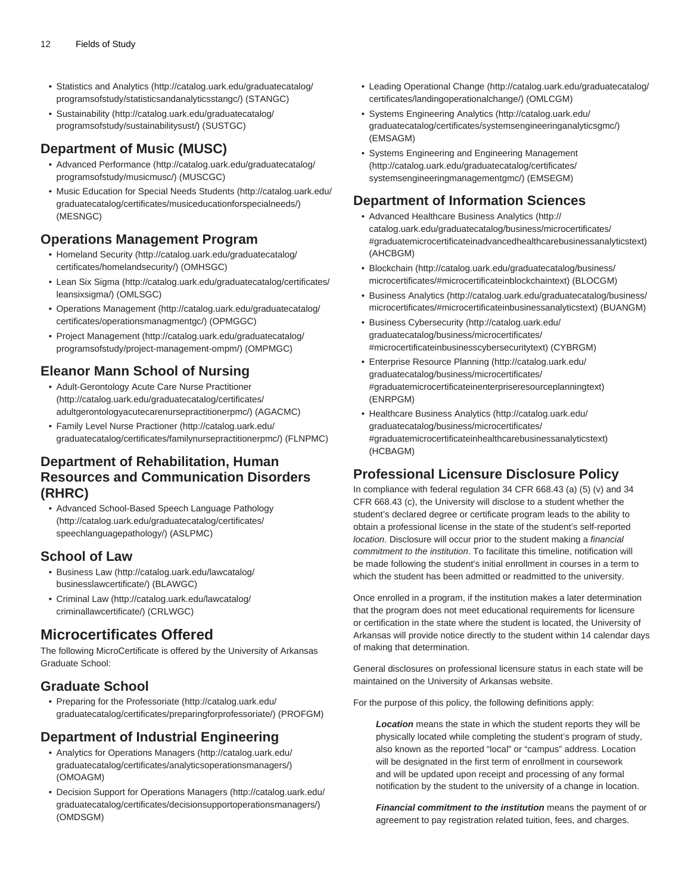- Statistics and Analytics (http://catalog.uark.edu/graduatecatalog/programsofstudy/statisticsandanalyticsstangc/) (STANGC)
- Sustainability (http://catalog.uark.edu/graduatecatalog/programsofstudy/sustainabilitysust/) (SUSTGC)

## Department of Music (MUSC)

- Advanced Performance (http://catalog.uark.edu/graduatecatalog/programsofstudy/musicmusc/) (MUSCGC)
- Music Education for Special Needs Students (http://catalog.uark.edu/graduatecatalog/certificates/musiceducationforspecialneeds/) (MESNGC)

## Operations Management Program

- Homeland Security (http://catalog.uark.edu/graduatecatalog/certificates/homelandsecurity/) (OMHSGC)
- Lean Six Sigma (http://catalog.uark.edu/graduatecatalog/certificates/leansixsigma/) (OMLSGC)
- Operations Management (http://catalog.uark.edu/graduatecatalog/certificates/operationsmanagmentgc/) (OPMGGC)
- Project Management (http://catalog.uark.edu/graduatecatalog/programsofstudy/project-management-ompm/) (OMPMGC)

## Eleanor Mann School of Nursing

- Adult-Gerontology Acute Care Nurse Practitioner (http://catalog.uark.edu/graduatecatalog/certificates/adultgerontologyacutecarenursepractitionerpmc/) (AGACMC)
- Family Level Nurse Practioner (http://catalog.uark.edu/graduatecatalog/certificates/familynursepractitionerpmc/) (FLNPMC)

## Department of Rehabilitation, Human Resources and Communication Disorders (RHRC)

- Advanced School-Based Speech Language Pathology (http://catalog.uark.edu/graduatecatalog/certificates/speechlanguagepathology/) (ASLPMC)

## School of Law

- Business Law (http://catalog.uark.edu/lawcatalog/businesslawcertificate/) (BLAWGC)
- Criminal Law (http://catalog.uark.edu/lawcatalog/criminallawcertificate/) (CRLWGC)

# Microcertificates Offered

The following MicroCertificate is offered by the University of Arkansas Graduate School:

## Graduate School

- Preparing for the Professoriate (http://catalog.uark.edu/graduatecatalog/certificates/preparingforprofessoriate/) (PROFGM)

## Department of Industrial Engineering

- Analytics for Operations Managers (http://catalog.uark.edu/graduatecatalog/certificates/analyticsoperationsmanagers/) (OMOAGM)
- Decision Support for Operations Managers (http://catalog.uark.edu/graduatecatalog/certificates/decisionsupportoperationsmanagers/) (OMDSGM)
- Leading Operational Change (http://catalog.uark.edu/graduatecatalog/certificates/landingoperationalchange/) (OMLCGM)
- Systems Engineering Analytics (http://catalog.uark.edu/graduatecatalog/certificates/systemsengineeringanalyticsgmc/) (EMSAGM)
- Systems Engineering and Engineering Management (http://catalog.uark.edu/graduatecatalog/certificates/systemsengineeringmanagementgmc/) (EMSEGM)

## Department of Information Sciences

- Advanced Healthcare Business Analytics (http://catalog.uark.edu/graduatecatalog/business/microcertificates/#graduatemicrocertificateinadvancedhealthcarebusinessanalyticstext) (AHCBGM)
- Blockchain (http://catalog.uark.edu/graduatecatalog/business/microcertificates/#microcertificateinblockchaintext) (BLOCGM)
- Business Analytics (http://catalog.uark.edu/graduatecatalog/business/microcertificates/#microcertificateinbusinessanalyticstext) (BUANGM)
- Business Cybersecurity (http://catalog.uark.edu/graduatecatalog/business/microcertificates/#microcertificateinbusinesscybersecuritytext) (CYBRGM)
- Enterprise Resource Planning (http://catalog.uark.edu/graduatecatalog/business/microcertificates/#graduatemicrocertificateinenterpriseresourceplanningtext) (ENRPGM)
- Healthcare Business Analytics (http://catalog.uark.edu/graduatecatalog/business/microcertificates/#graduatemicrocertificateinhealthcarebusinessanalyticstext) (HCBAGM)

## Professional Licensure Disclosure Policy

In compliance with federal regulation 34 CFR 668.43 (a) (5) (v) and 34 CFR 668.43 (c), the University will disclose to a student whether the student's declared degree or certificate program leads to the ability to obtain a professional license in the state of the student's self-reported *location*. Disclosure will occur prior to the student making a *financial commitment to the institution*. To facilitate this timeline, notification will be made following the student's initial enrollment in courses in a term to which the student has been admitted or readmitted to the university.

Once enrolled in a program, if the institution makes a later determination that the program does not meet educational requirements for licensure or certification in the state where the student is located, the University of Arkansas will provide notice directly to the student within 14 calendar days of making that determination.

General disclosures on professional licensure status in each state will be maintained on the University of Arkansas website.

For the purpose of this policy, the following definitions apply:

> ***Location*** means the state in which the student reports they will be physically located while completing the student's program of study, also known as the reported "local" or "campus" address. Location will be designated in the first term of enrollment in coursework and will be updated upon receipt and processing of any formal notification by the student to the university of a change in location.
>
> ***Financial commitment to the institution*** means the payment of or agreement to pay registration related tuition, fees, and charges.